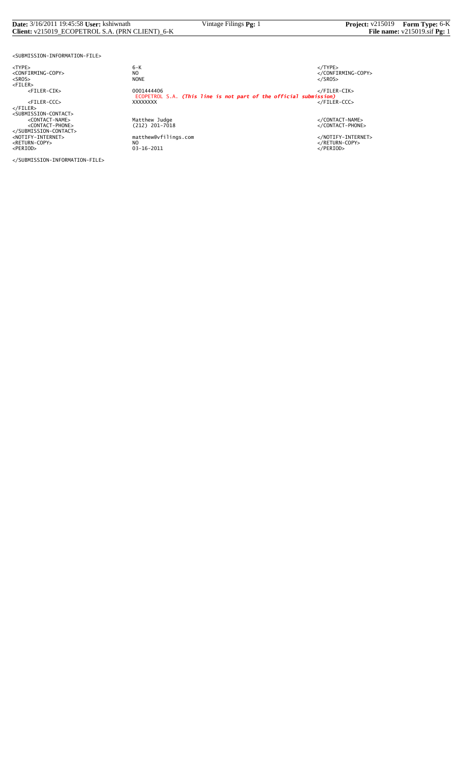```
<SUBMISSION-INFORMATION-FILE>

<TYPE>                          6-K                                                     </TYPE>
<CONFIRMING-COPY>               NO                                                      </CONFIRMING-COPY>
<SROS>                          NONE                                                    </SROS>
<FILER>
     <FILER-CIK>                0001444406                                              </FILER-CIK>
                                ECOPETROL S.A. (This line is not part of the official submission)
     <FILER-CCC>                XXXXXXXX                                                </FILER-CCC>
</FILER>
<SUBMISSION-CONTACT>
     <CONTACT-NAME>             Matthew Judge                                           </CONTACT-NAME>
     <CONTACT-PHONE>            (212) 201-7018                                          </CONTACT-PHONE>
</SUBMISSION-CONTACT>
<NOTIFY-INTERNET>               matthew@vfilings.com                                    </NOTIFY-INTERNET>
<RETURN-COPY>                   NO                                                      </RETURN-COPY>
<PERIOD>                        03-16-2011                                              </PERIOD>

</SUBMISSION-INFORMATION-FILE>
```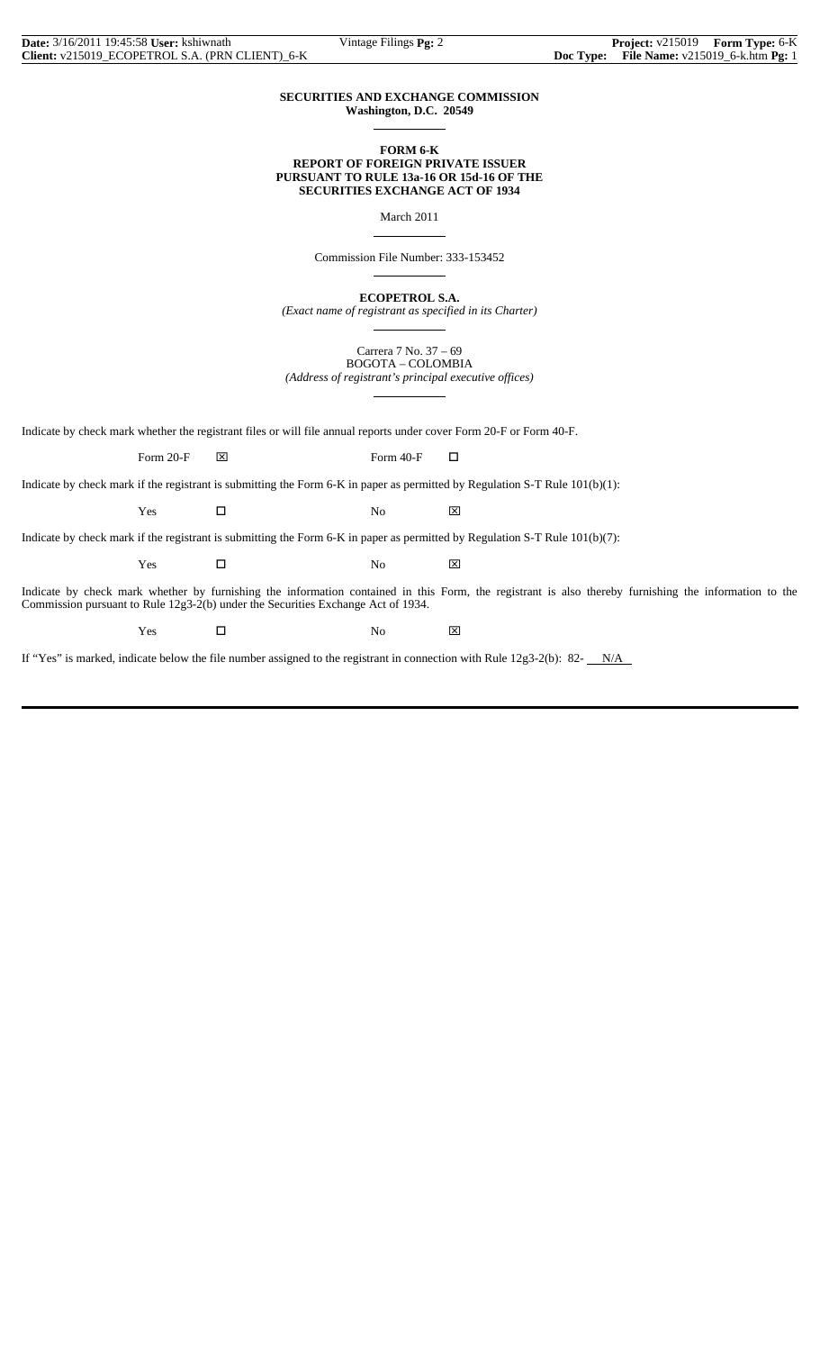**SECURITIES AND EXCHANGE COMMISSION**
**Washington, D.C. 20549**

**FORM 6-K**
**REPORT OF FOREIGN PRIVATE ISSUER**
**PURSUANT TO RULE 13a-16 OR 15d-16 OF THE**
**SECURITIES EXCHANGE ACT OF 1934**

March 2011

Commission File Number: 333-153452

**ECOPETROL S.A.**
*(Exact name of registrant as specified in its Charter)*

Carrera 7 No. 37 – 69
BOGOTA – COLOMBIA
*(Address of registrant's principal executive offices)*

Indicate by check mark whether the registrant files or will file annual reports under cover Form 20-F or Form 40-F.

Form 20-F ☒ Form 40-F ☐

Indicate by check mark if the registrant is submitting the Form 6-K in paper as permitted by Regulation S-T Rule 101(b)(1):

Yes ☐ No ☒

Indicate by check mark if the registrant is submitting the Form 6-K in paper as permitted by Regulation S-T Rule 101(b)(7):

Yes ☐ No ☒

Indicate by check mark whether by furnishing the information contained in this Form, the registrant is also thereby furnishing the information to the Commission pursuant to Rule 12g3-2(b) under the Securities Exchange Act of 1934.

Yes ☐ No ☒

If "Yes" is marked, indicate below the file number assigned to the registrant in connection with Rule 12g3-2(b): 82- N/A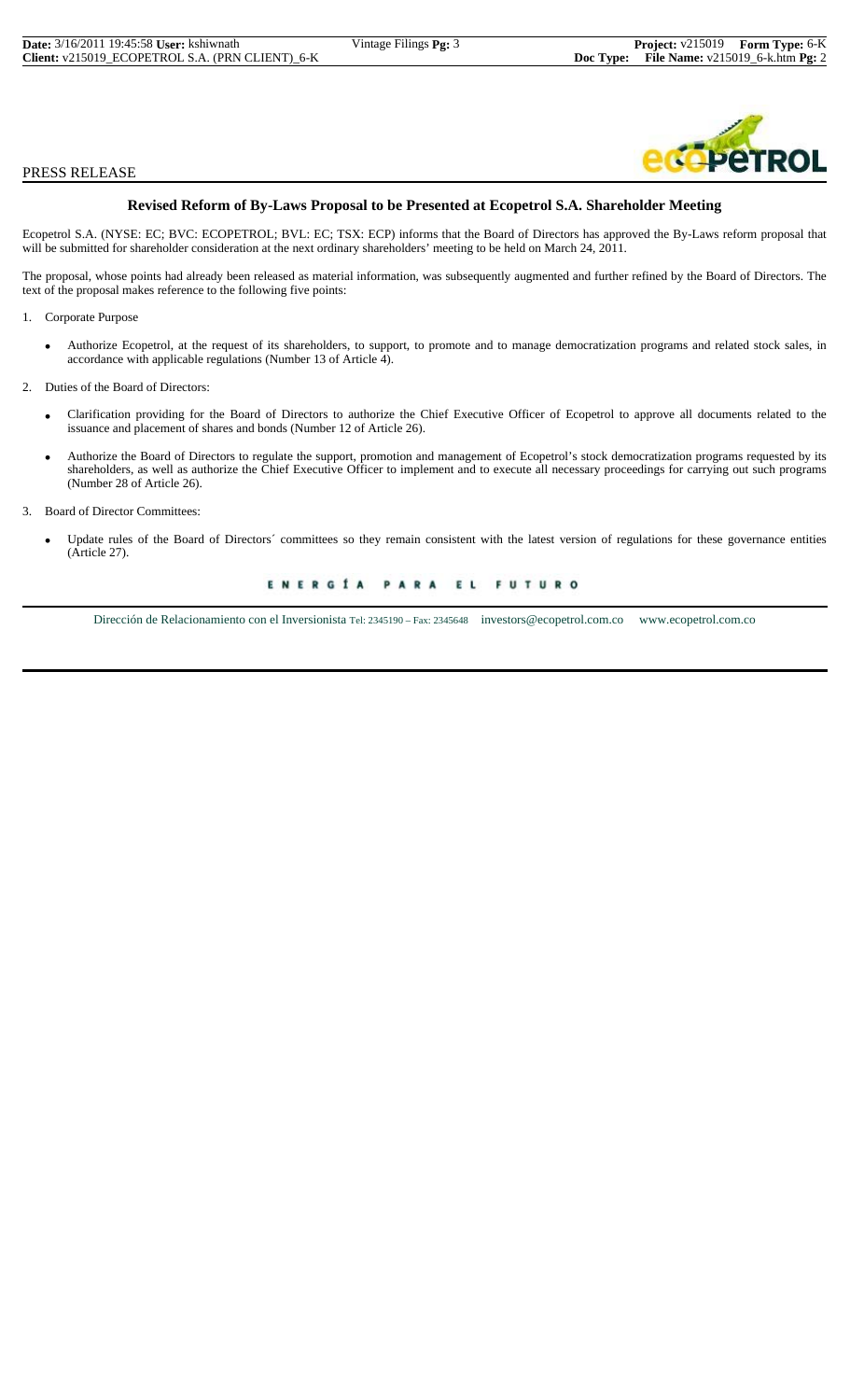PRESS RELEASE

## Revised Reform of By-Laws Proposal to be Presented at Ecopetrol S.A. Shareholder Meeting

Ecopetrol S.A. (NYSE: EC; BVC: ECOPETROL; BVL: EC; TSX: ECP) informs that the Board of Directors has approved the By-Laws reform proposal that will be submitted for shareholder consideration at the next ordinary shareholders' meeting to be held on March 24, 2011.

The proposal, whose points had already been released as material information, was subsequently augmented and further refined by the Board of Directors. The text of the proposal makes reference to the following five points:

1. Corporate Purpose

   - Authorize Ecopetrol, at the request of its shareholders, to support, to promote and to manage democratization programs and related stock sales, in accordance with applicable regulations (Number 13 of Article 4).

2. Duties of the Board of Directors:

   - Clarification providing for the Board of Directors to authorize the Chief Executive Officer of Ecopetrol to approve all documents related to the issuance and placement of shares and bonds (Number 12 of Article 26).
   - Authorize the Board of Directors to regulate the support, promotion and management of Ecopetrol's stock democratization programs requested by its shareholders, as well as authorize the Chief Executive Officer to implement and to execute all necessary proceedings for carrying out such programs (Number 28 of Article 26).

3. Board of Director Committees:

   - Update rules of the Board of Directors´ committees so they remain consistent with the latest version of regulations for these governance entities (Article 27).

ENERGÍA PARA EL FUTURO

Dirección de Relacionamiento con el Inversionista Tel: 2345190 – Fax: 2345648 investors@ecopetrol.com.co www.ecopetrol.com.co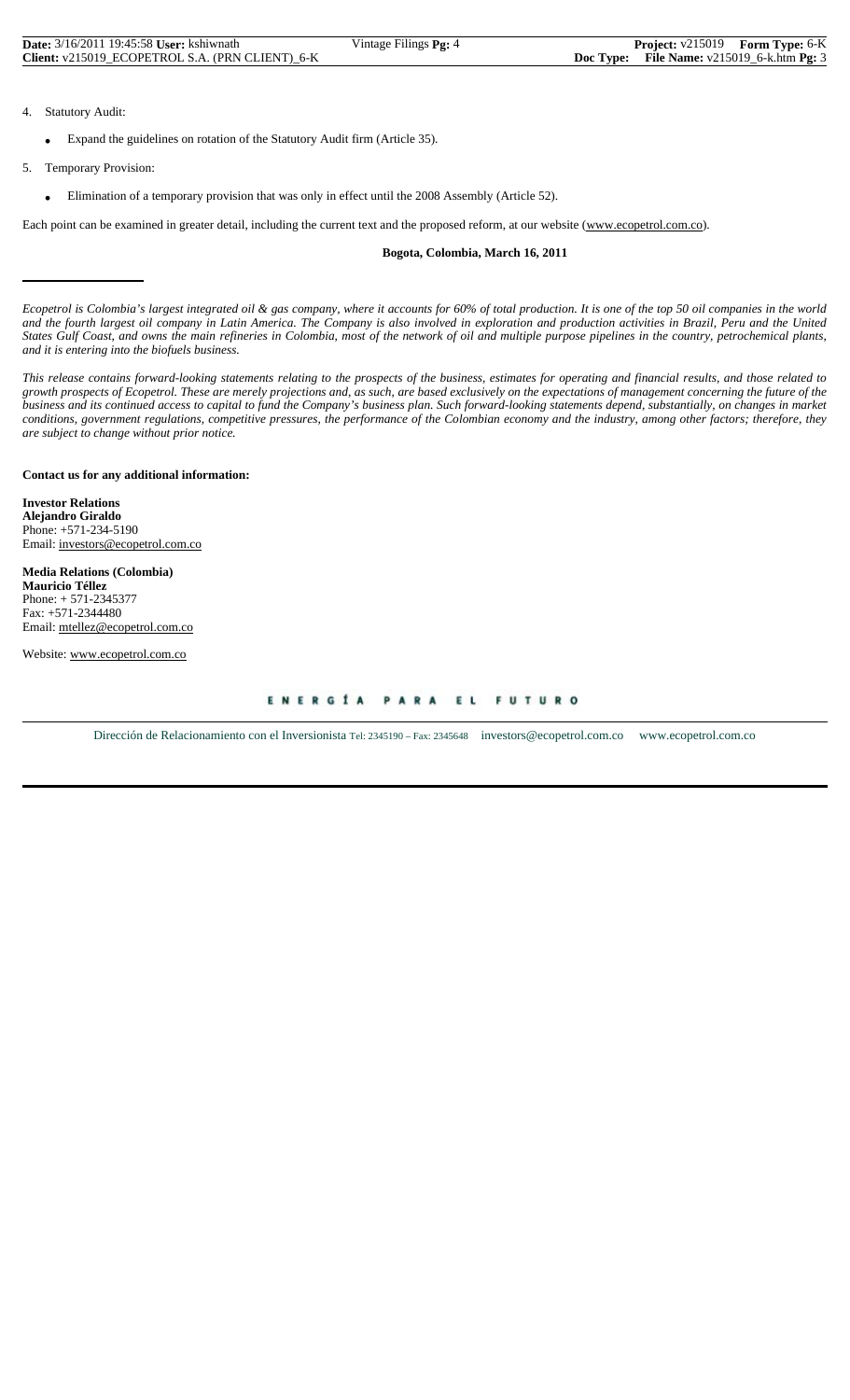4. Statutory Audit:

   - Expand the guidelines on rotation of the Statutory Audit firm (Article 35).

5. Temporary Provision:

   - Elimination of a temporary provision that was only in effect until the 2008 Assembly (Article 52).

Each point can be examined in greater detail, including the current text and the proposed reform, at our website (www.ecopetrol.com.co).

**Bogota, Colombia, March 16, 2011**

---

*Ecopetrol is Colombia's largest integrated oil & gas company, where it accounts for 60% of total production. It is one of the top 50 oil companies in the world and the fourth largest oil company in Latin America. The Company is also involved in exploration and production activities in Brazil, Peru and the United States Gulf Coast, and owns the main refineries in Colombia, most of the network of oil and multiple purpose pipelines in the country, petrochemical plants, and it is entering into the biofuels business.*

*This release contains forward-looking statements relating to the prospects of the business, estimates for operating and financial results, and those related to growth prospects of Ecopetrol. These are merely projections and, as such, are based exclusively on the expectations of management concerning the future of the business and its continued access to capital to fund the Company's business plan. Such forward-looking statements depend, substantially, on changes in market conditions, government regulations, competitive pressures, the performance of the Colombian economy and the industry, among other factors; therefore, they are subject to change without prior notice.*

**Contact us for any additional information:**

**Investor Relations**
**Alejandro Giraldo**
Phone: +571-234-5190
Email: investors@ecopetrol.com.co

**Media Relations (Colombia)**
**Mauricio Téllez**
Phone: + 571-2345377
Fax: +571-2344480
Email: mtellez@ecopetrol.com.co

Website: www.ecopetrol.com.co

ENERGÍA PARA EL FUTURO

Dirección de Relacionamiento con el Inversionista Tel: 2345190 – Fax: 2345648 investors@ecopetrol.com.co www.ecopetrol.com.co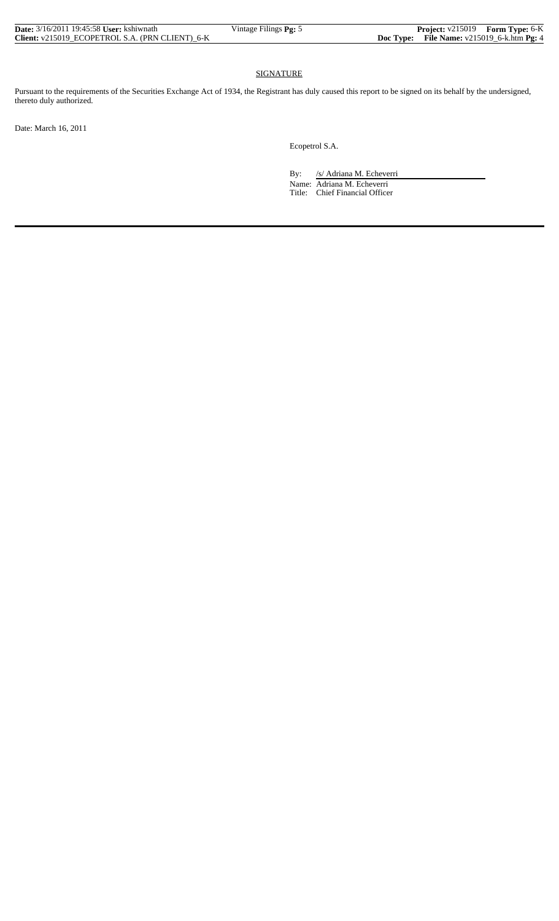## SIGNATURE

Pursuant to the requirements of the Securities Exchange Act of 1934, the Registrant has duly caused this report to be signed on its behalf by the undersigned, thereto duly authorized.

Date: March 16, 2011

Ecopetrol S.A.

By: /s/ Adriana M. Echeverri

Name: Adriana M. Echeverri

Title: Chief Financial Officer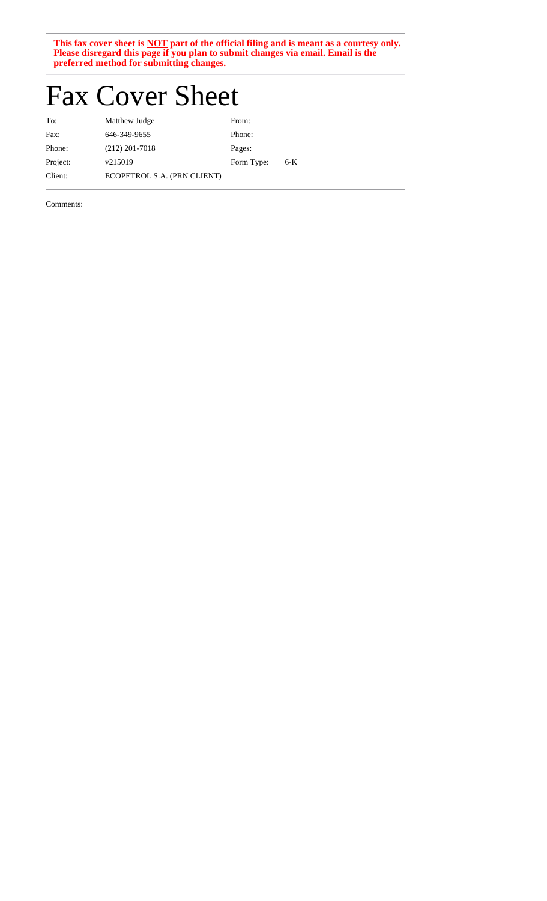**This fax cover sheet is NOT part of the official filing and is meant as a courtesy only. Please disregard this page if you plan to submit changes via email. Email is the preferred method for submitting changes.**

# Fax Cover Sheet

| | | | |
|---|---|---|---|
| To: | Matthew Judge | From: | |
| Fax: | 646-349-9655 | Phone: | |
| Phone: | (212) 201-7018 | Pages: | |
| Project: | v215019 | Form Type: | 6-K |
| Client: | ECOPETROL S.A. (PRN CLIENT) | | |

Comments: